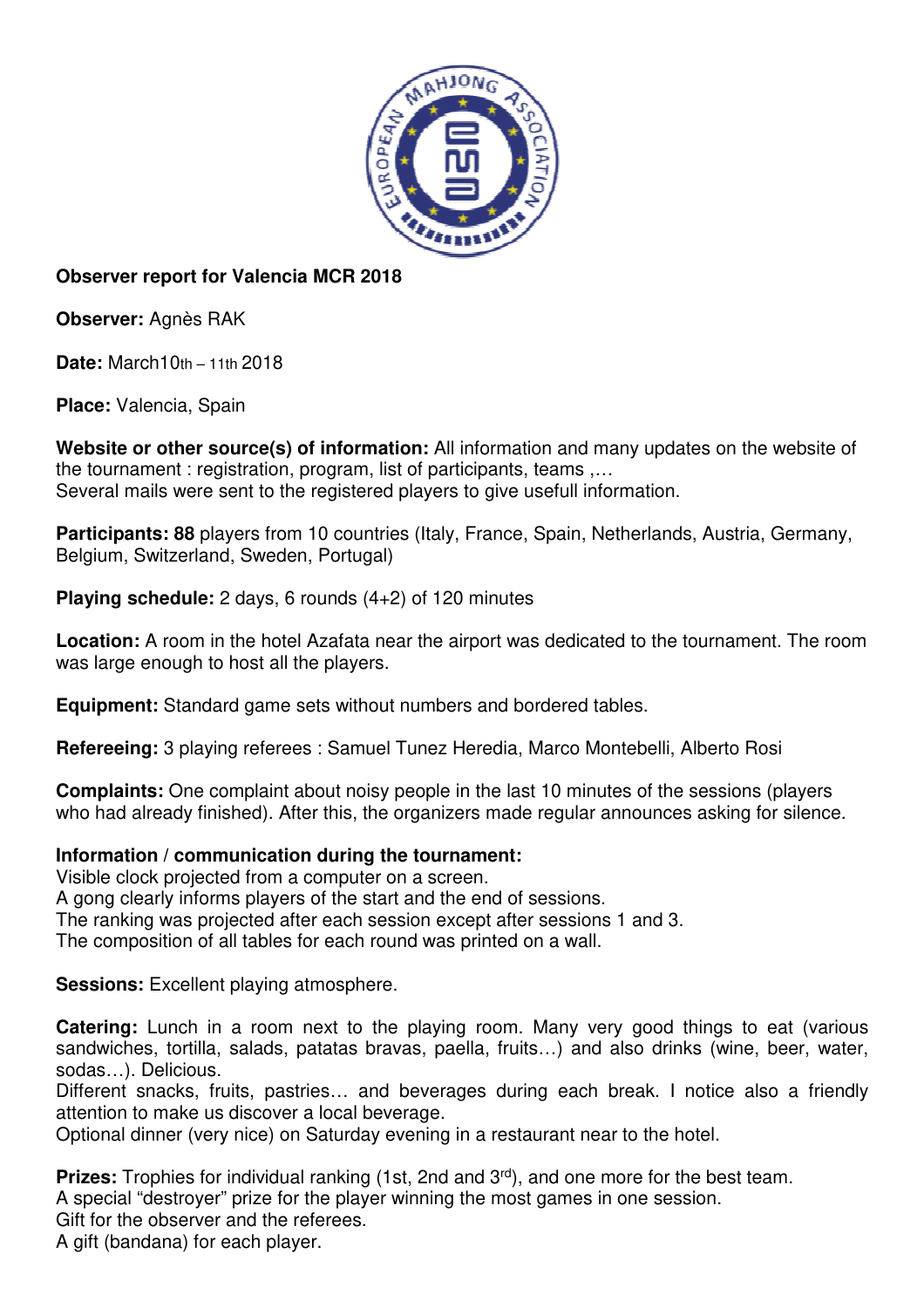**Observer report for Valencia MCR 2018**

**Observer:** Agnès RAK

**Date:** March10th – 11th 2018

**Place:** Valencia, Spain

**Website or other source(s) of information:** All information and many updates on the website of the tournament : registration, program, list of participants, teams ,…
Several mails were sent to the registered players to give usefull information.

**Participants: 88** players from 10 countries (Italy, France, Spain, Netherlands, Austria, Germany, Belgium, Switzerland, Sweden, Portugal)

**Playing schedule:** 2 days, 6 rounds (4+2) of 120 minutes

**Location:** A room in the hotel Azafata near the airport was dedicated to the tournament. The room was large enough to host all the players.

**Equipment:** Standard game sets without numbers and bordered tables.

**Refereeing:** 3 playing referees : Samuel Tunez Heredia, Marco Montebelli, Alberto Rosi

**Complaints:** One complaint about noisy people in the last 10 minutes of the sessions (players who had already finished). After this, the organizers made regular announces asking for silence.

**Information / communication during the tournament:**
Visible clock projected from a computer on a screen.
A gong clearly informs players of the start and the end of sessions.
The ranking was projected after each session except after sessions 1 and 3.
The composition of all tables for each round was printed on a wall.

**Sessions:** Excellent playing atmosphere.

**Catering:** Lunch in a room next to the playing room. Many very good things to eat (various sandwiches, tortilla, salads, patatas bravas, paella, fruits…) and also drinks (wine, beer, water, sodas…). Delicious.
Different snacks, fruits, pastries… and beverages during each break. I notice also a friendly attention to make us discover a local beverage.
Optional dinner (very nice) on Saturday evening in a restaurant near to the hotel.

**Prizes:** Trophies for individual ranking (1st, 2nd and 3rd), and one more for the best team.
A special "destroyer" prize for the player winning the most games in one session.
Gift for the observer and the referees.
A gift (bandana) for each player.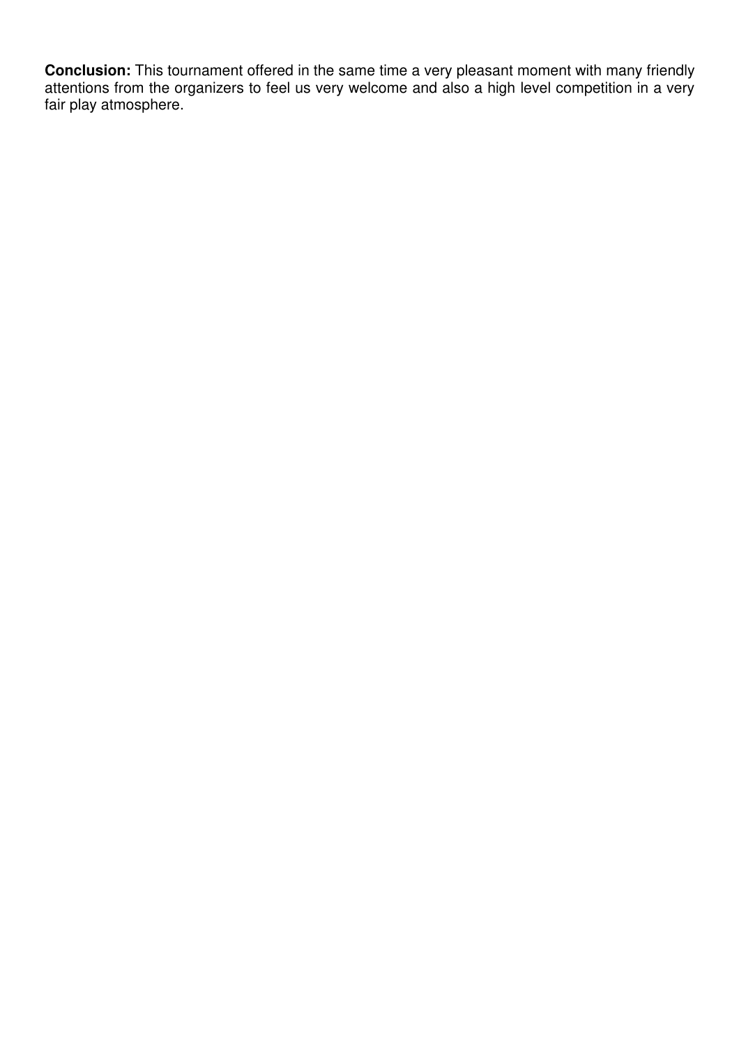**Conclusion:** This tournament offered in the same time a very pleasant moment with many friendly attentions from the organizers to feel us very welcome and also a high level competition in a very fair play atmosphere.